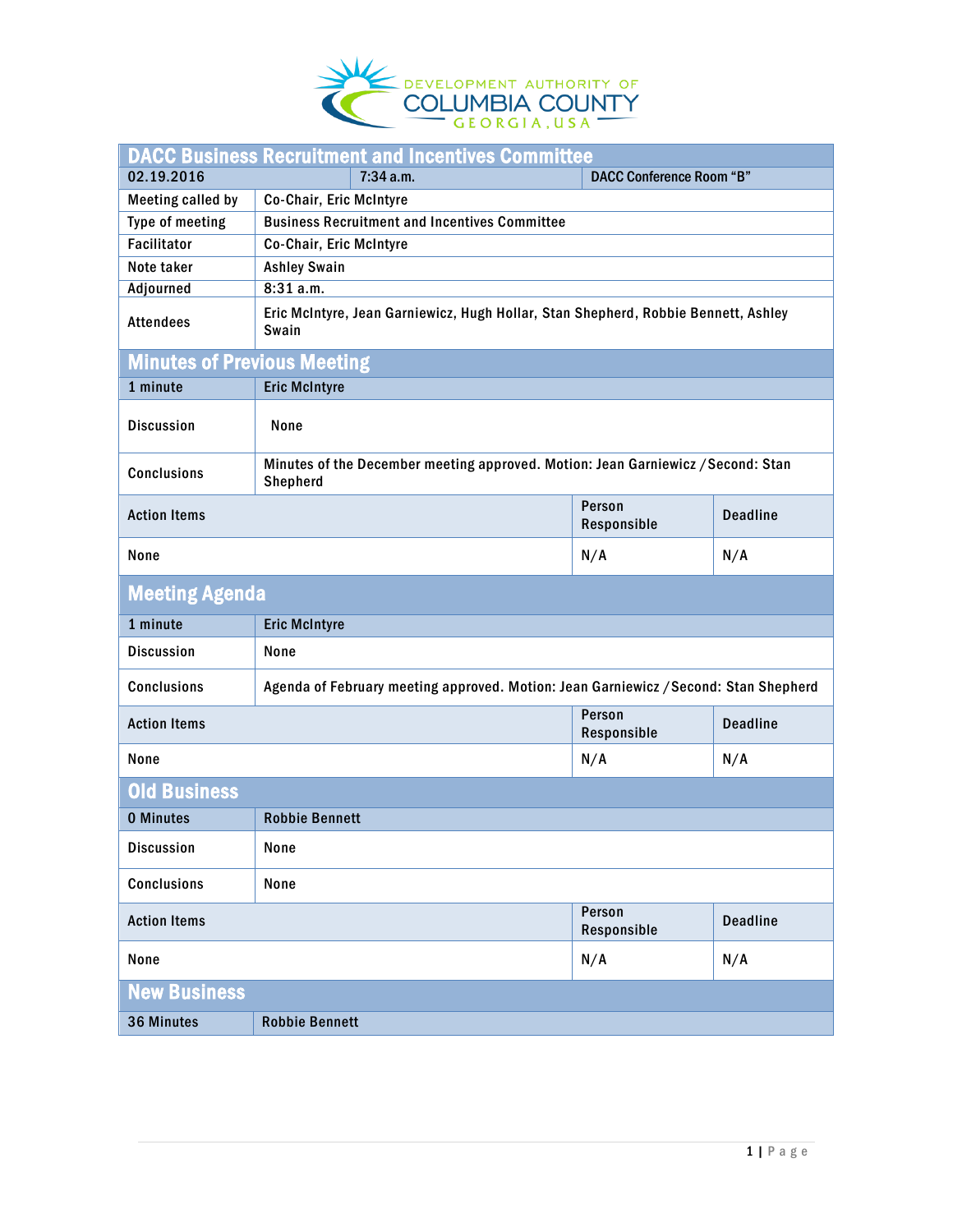DEVELOPMENT AUTHORITY OF COLUMBIA COUNTY GEORGIA, USA

## DACC Business Recruitment and Incentives Committee

| 02.19.2016 | 7:34 a.m. | DACC Conference Room "B" |
|---|---|---|
| Meeting called by | Co-Chair, Eric McIntyre | |
| Type of meeting | Business Recruitment and Incentives Committee | |
| Facilitator | Co-Chair, Eric McIntyre | |
| Note taker | Ashley Swain | |
| Adjourned | 8:31 a.m. | |
| Attendees | Eric McIntyre, Jean Garniewicz, Hugh Hollar, Stan Shepherd, Robbie Bennett, Ashley Swain | |

## Minutes of Previous Meeting

| 1 minute | Eric McIntyre |
|---|---|
| Discussion | None |
| Conclusions | Minutes of the December meeting approved. Motion: Jean Garniewicz /Second: Stan Shepherd |

| Action Items | Person Responsible | Deadline |
|---|---|---|
| None | N/A | N/A |

## Meeting Agenda

| 1 minute | Eric McIntyre |
|---|---|
| Discussion | None |
| Conclusions | Agenda of February meeting approved. Motion: Jean Garniewicz /Second: Stan Shepherd |

| Action Items | Person Responsible | Deadline |
|---|---|---|
| None | N/A | N/A |

## Old Business

| 0 Minutes | Robbie Bennett |
|---|---|
| Discussion | None |
| Conclusions | None |

| Action Items | Person Responsible | Deadline |
|---|---|---|
| None | N/A | N/A |

## New Business

| 36 Minutes | Robbie Bennett |
|---|---|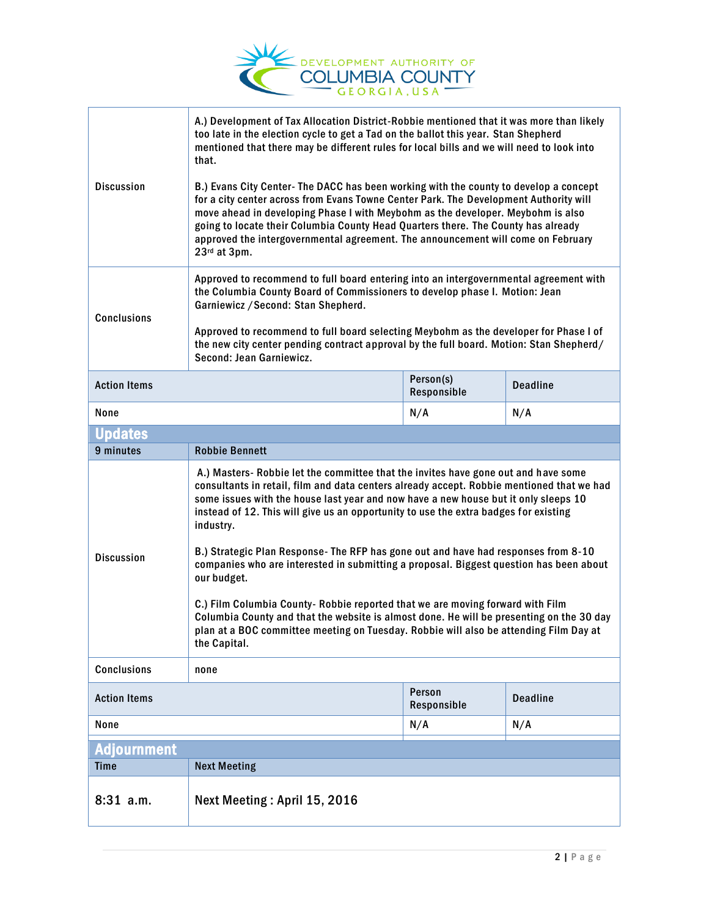| | | | |
|---|---|---|---|
| Discussion | A.) Development of Tax Allocation District-Robbie mentioned that it was more than likely too late in the election cycle to get a Tad on the ballot this year. Stan Shepherd mentioned that there may be different rules for local bills and we will need to look into that.<br><br>B.) Evans City Center- The DACC has been working with the county to develop a concept for a city center across from Evans Towne Center Park. The Development Authority will move ahead in developing Phase I with Meybohm as the developer. Meybohm is also going to locate their Columbia County Head Quarters there. The County has already approved the intergovernmental agreement. The announcement will come on February 23rd at 3pm. | | |
| Conclusions | Approved to recommend to full board entering into an intergovernmental agreement with the Columbia County Board of Commissioners to develop phase I. Motion: Jean Garniewicz /Second: Stan Shepherd.<br><br>Approved to recommend to full board selecting Meybohm as the developer for Phase I of the new city center pending contract approval by the full board. Motion: Stan Shepherd/ Second: Jean Garniewicz. | | |
| Action Items | | Person(s) Responsible | Deadline |
| None | | N/A | N/A |

## Updates

| | | | |
|---|---|---|---|
| 9 minutes | Robbie Bennett | | |
| Discussion | A.) Masters- Robbie let the committee that the invites have gone out and have some consultants in retail, film and data centers already accept. Robbie mentioned that we had some issues with the house last year and now have a new house but it only sleeps 10 instead of 12. This will give us an opportunity to use the extra badges for existing industry.<br><br>B.) Strategic Plan Response- The RFP has gone out and have had responses from 8-10 companies who are interested in submitting a proposal. Biggest question has been about our budget.<br><br>C.) Film Columbia County- Robbie reported that we are moving forward with Film Columbia County and that the website is almost done. He will be presenting on the 30 day plan at a BOC committee meeting on Tuesday. Robbie will also be attending Film Day at the Capital. | | |
| Conclusions | none | | |
| Action Items | | Person Responsible | Deadline |
| None | | N/A | N/A |

## Adjournment

| Time | Next Meeting |
|---|---|
| 8:31 a.m. | Next Meeting : April 15, 2016 |